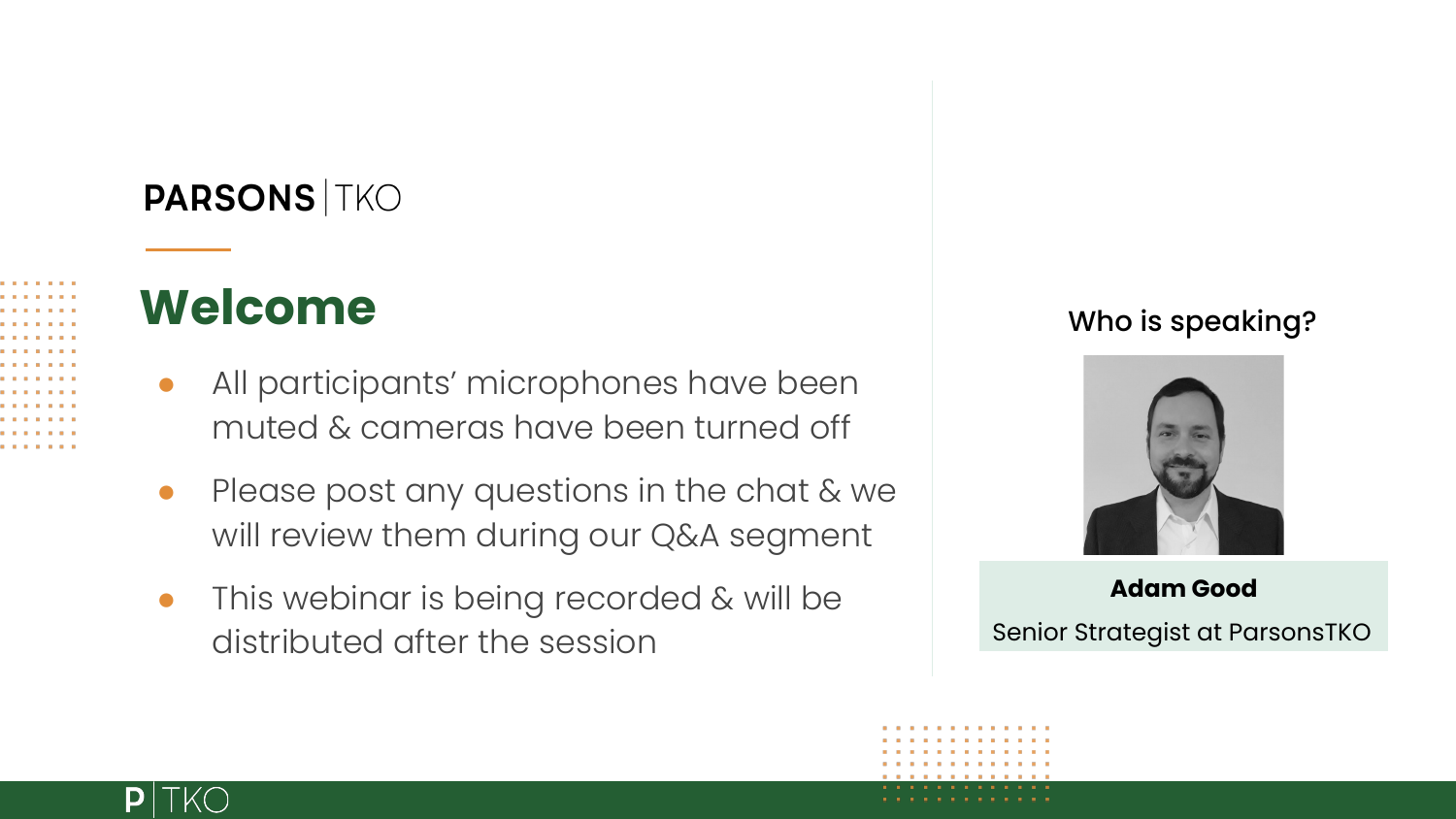PARSONS | TKO

# Welcome

- All participants' microphones have been muted & cameras have been turned off
- Please post any questions in the chat & we will review them during our Q&A segment
- This webinar is being recorded & will be distributed after the session

Who is speaking?

**Adam Good**

Senior Strategist at ParsonsTKO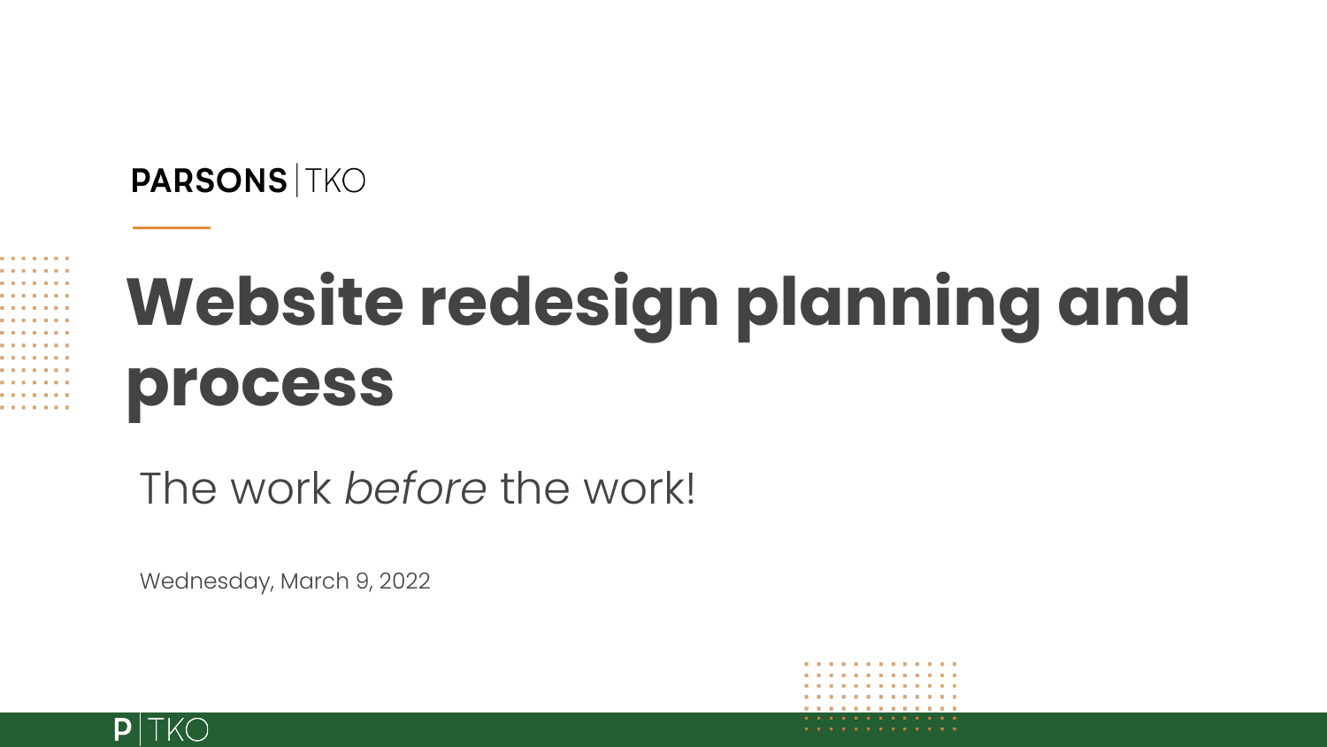PARSONS | TKO

# Website redesign planning and process

The work *before* the work!

Wednesday, March 9, 2022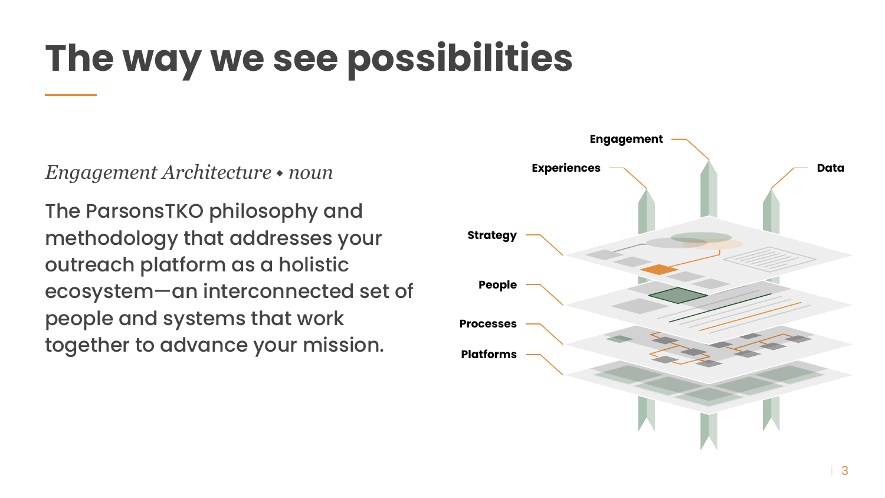# The way we see possibilities

*Engagement Architecture ◆ noun*

The ParsonsTKO philosophy and methodology that addresses your outreach platform as a holistic ecosystem—an interconnected set of people and systems that work together to advance your mission.

Engagement

Experiences

Data

Strategy

People

Processes

Platforms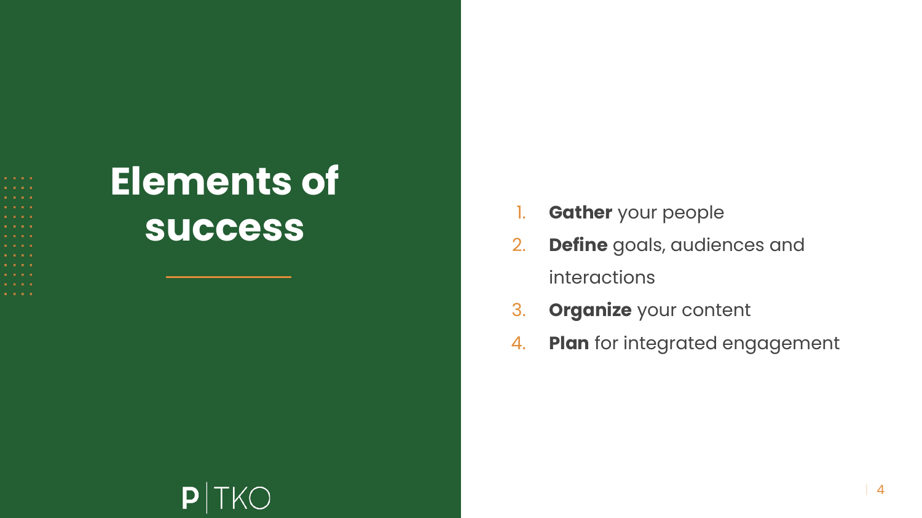# Elements of success

1. **Gather** your people
2. **Define** goals, audiences and interactions
3. **Organize** your content
4. **Plan** for integrated engagement

P | TKO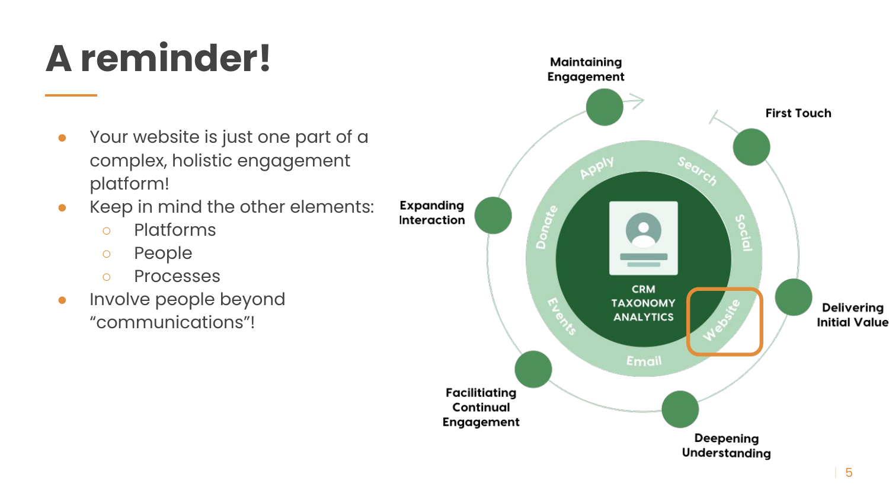# A reminder!

- Your website is just one part of a complex, holistic engagement platform!
- Keep in mind the other elements:
  - Platforms
  - People
  - Processes
- Involve people beyond “communications”!

Maintaining Engagement

First Touch

Expanding Interaction

Delivering Initial Value

Facilitiating Continual Engagement

Deepening Understanding

Apply

Search

Social

Website

Email

Events

Donate

CRM
TAXONOMY
ANALYTICS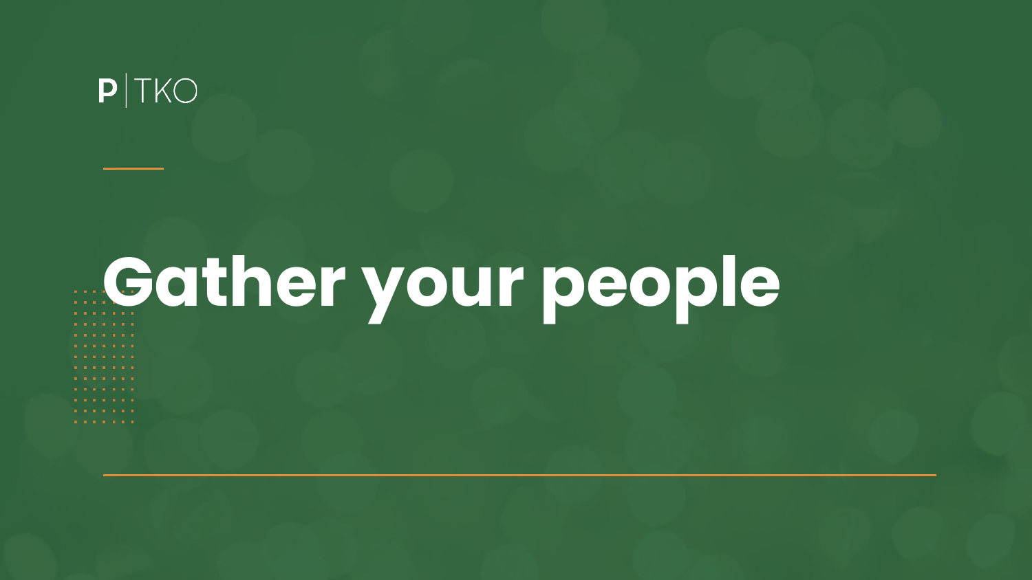P | TKO

# Gather your people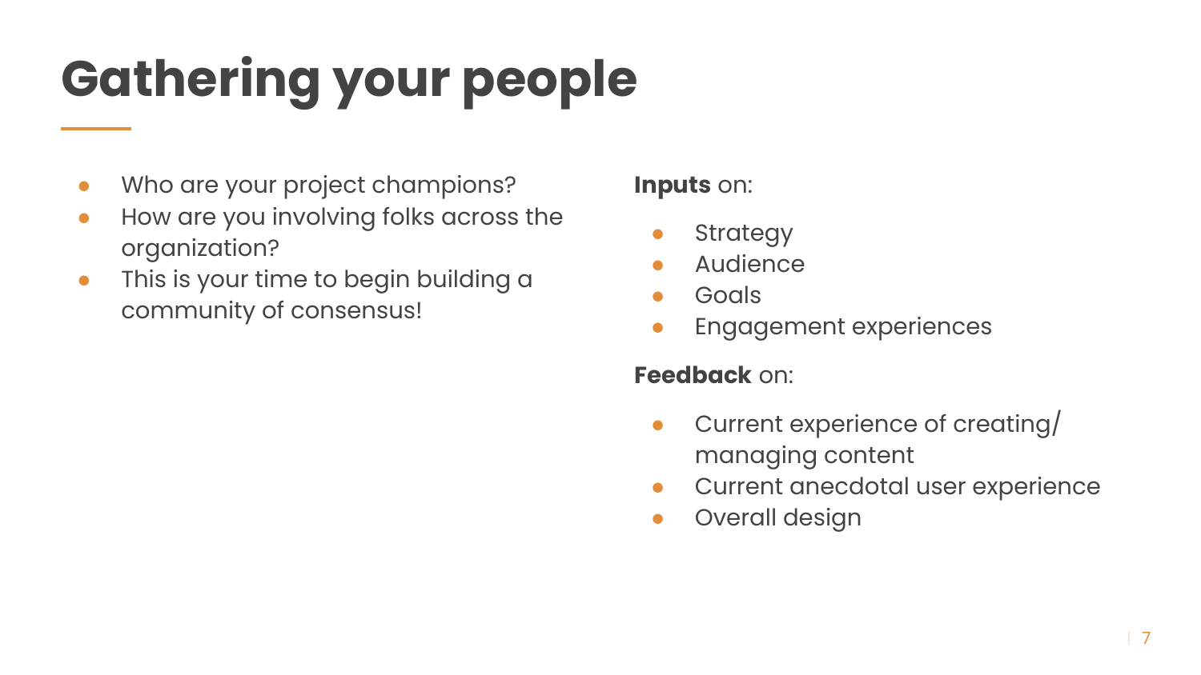# Gathering your people

- Who are your project champions?
- How are you involving folks across the organization?
- This is your time to begin building a community of consensus!

**Inputs** on:

- Strategy
- Audience
- Goals
- Engagement experiences

**Feedback** on:

- Current experience of creating/ managing content
- Current anecdotal user experience
- Overall design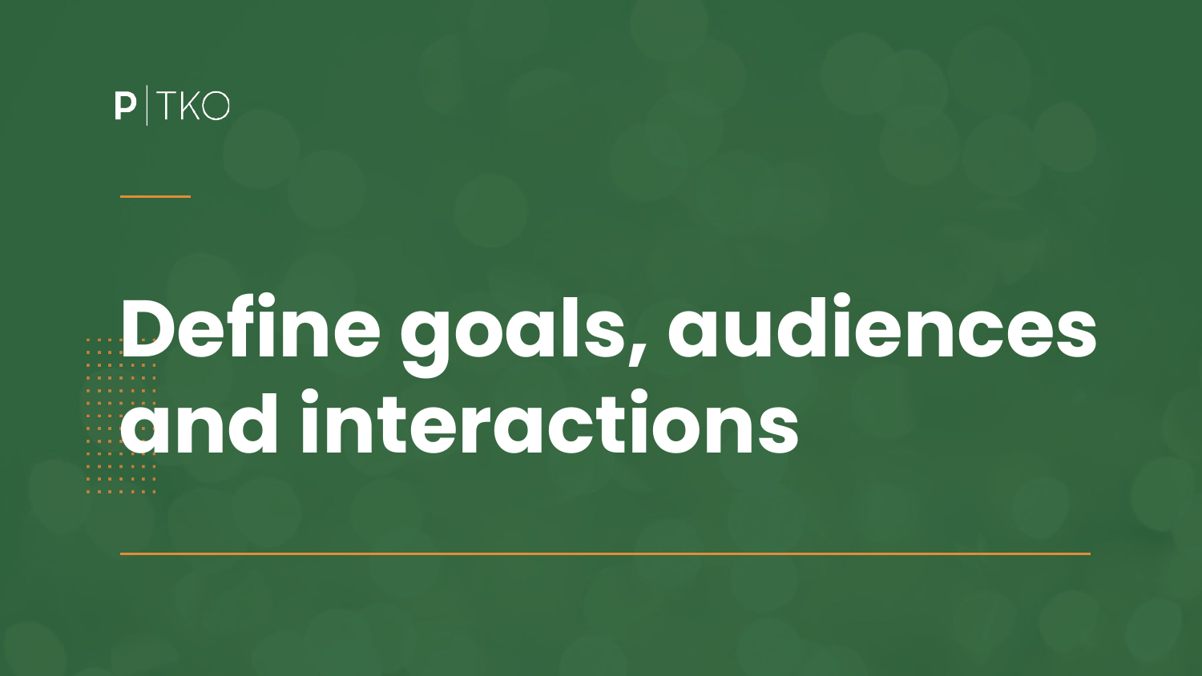# Define goals, audiences and interactions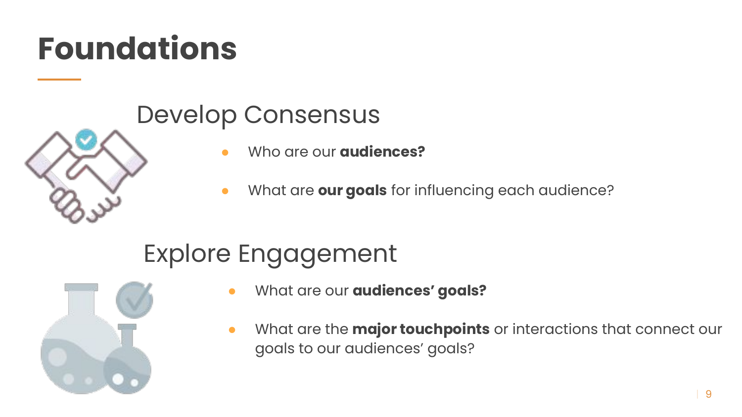# Foundations

## Develop Consensus

- Who are our **audiences?**
- What are **our goals** for influencing each audience?

## Explore Engagement

- What are our **audiences' goals?**
- What are the **major touchpoints** or interactions that connect our goals to our audiences' goals?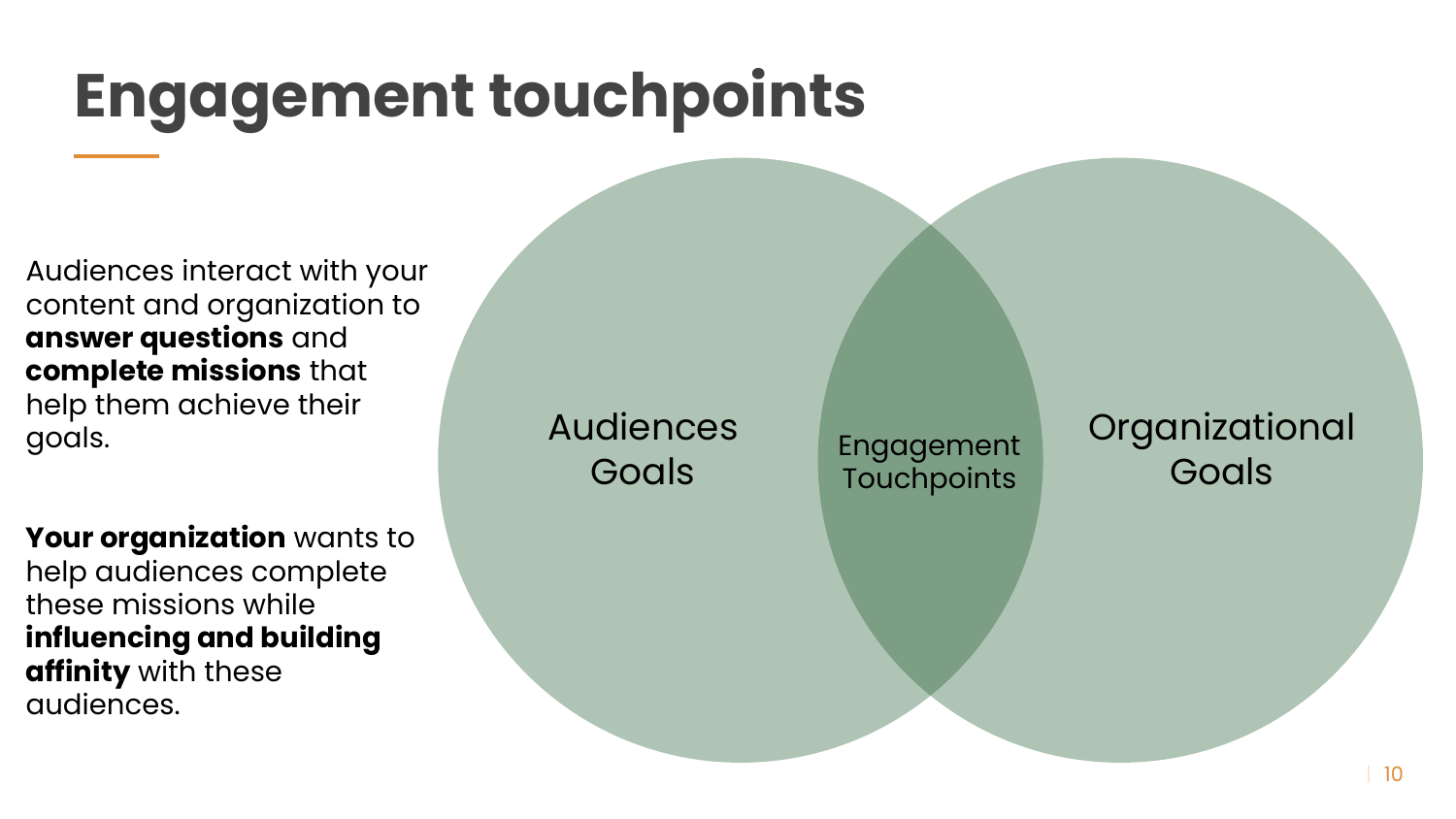# Engagement touchpoints

Audiences interact with your content and organization to **answer questions** and **complete missions** that help them achieve their goals.

**Your organization** wants to help audiences complete these missions while **influencing and building affinity** with these audiences.

Audiences Goals

Engagement Touchpoints

Organizational Goals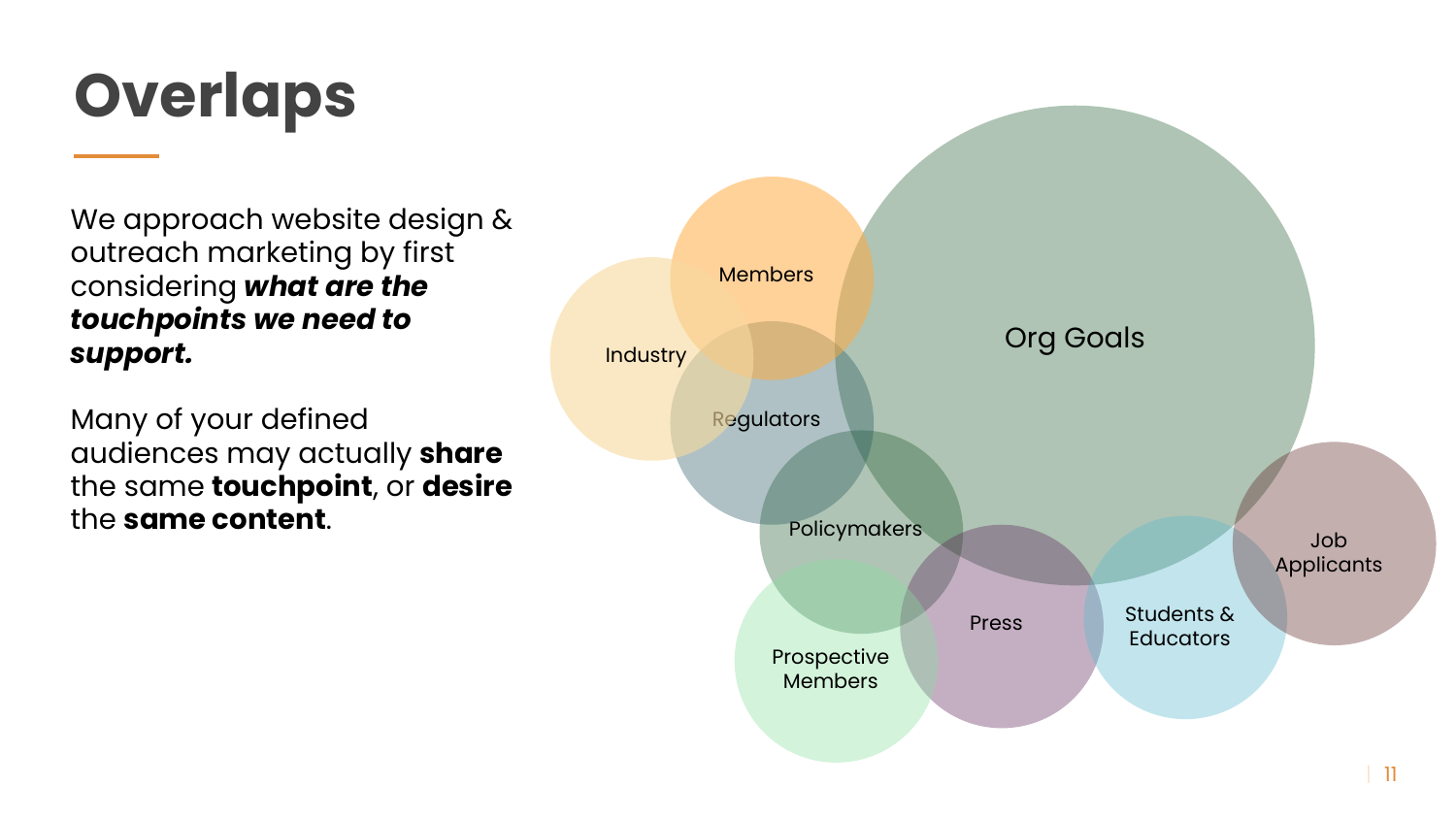# Overlaps

We approach website design & outreach marketing by first considering ***what are the touchpoints we need to support.***

Many of your defined audiences may actually **share** the same **touchpoint**, or **desire** the **same content**.

Members

Industry

Org Goals

Regulators

Policymakers

Job Applicants

Press

Students & Educators

Prospective Members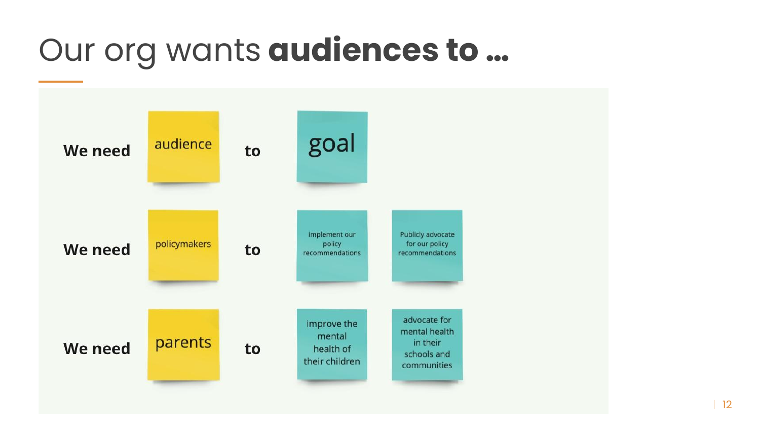# Our org wants **audiences to …**

| | | | | |
|---|---|---|---|---|
| **We need** | audience | **to** | goal | |
| **We need** | policymakers | **to** | implement our policy recommendations | Publicly advocate for our policy recommendations |
| **We need** | parents | **to** | improve the mental health of their children | advocate for mental health in their schools and communities |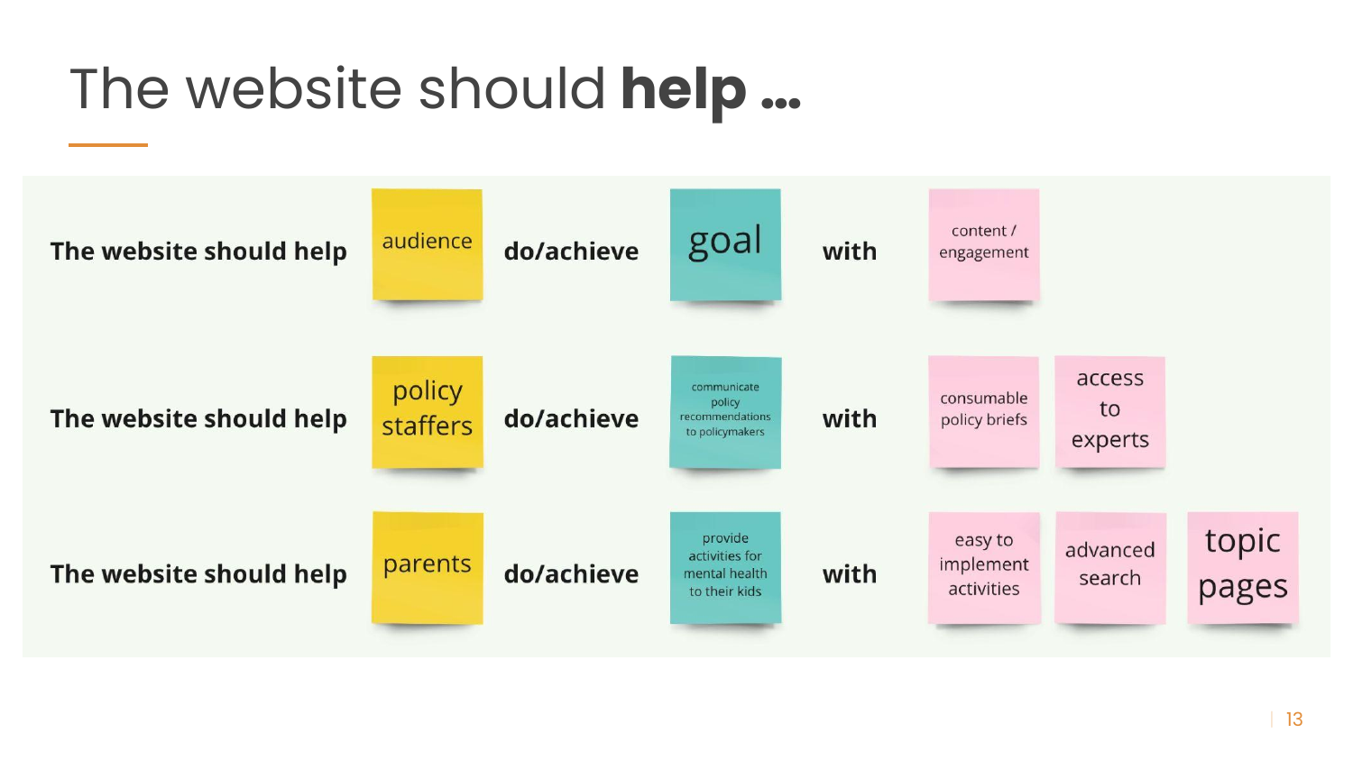# The website should **help ...**

| | | | | | | | |
|---|---|---|---|---|---|---|---|
| **The website should help** | audience | **do/achieve** | goal | **with** | content / engagement | | |
| **The website should help** | policy staffers | **do/achieve** | communicate policy recommendations to policymakers | **with** | consumable policy briefs | access to experts | |
| **The website should help** | parents | **do/achieve** | provide activities for mental health to their kids | **with** | easy to implement activities | advanced search | topic pages |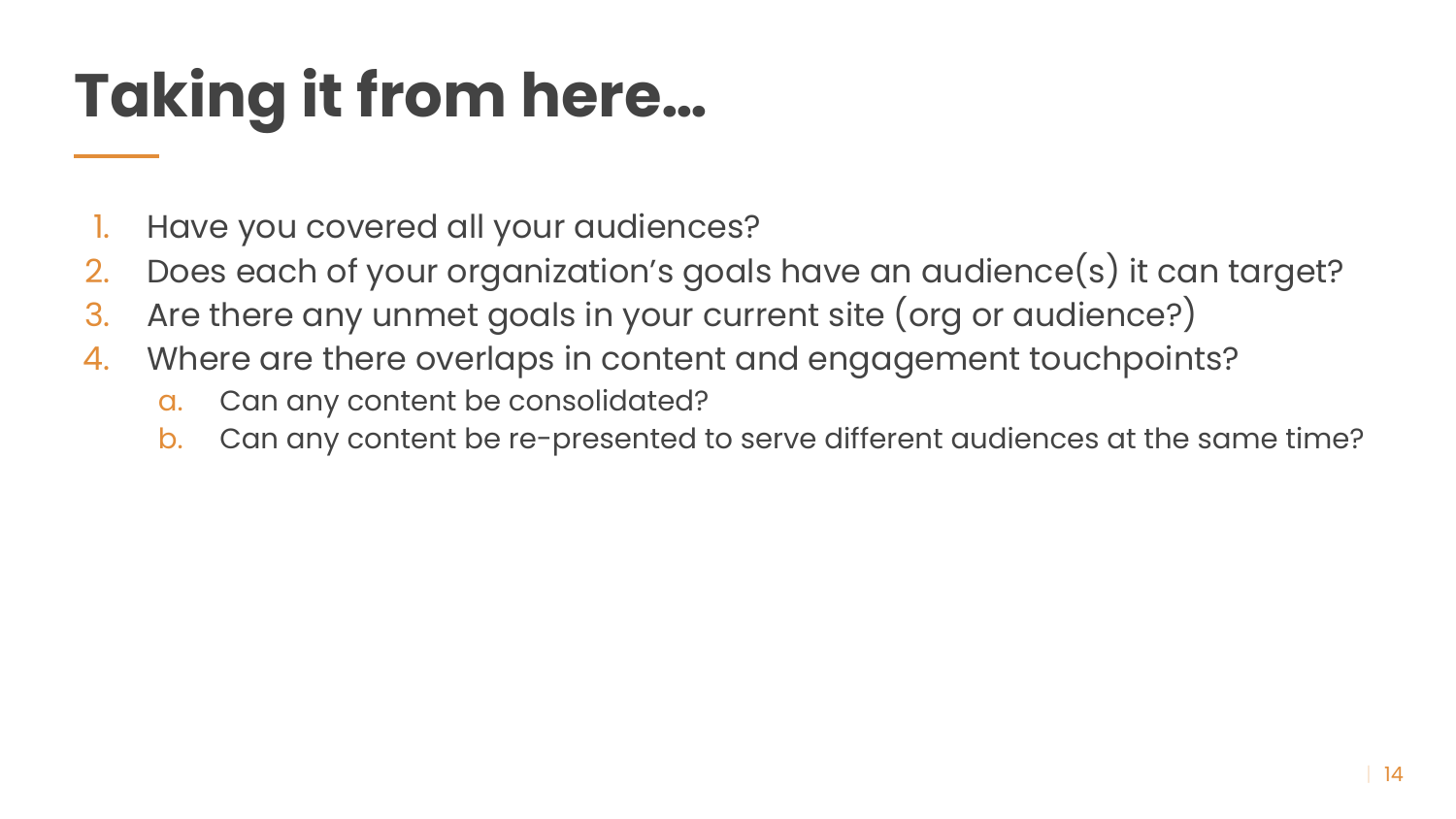# Taking it from here…

1. Have you covered all your audiences?
2. Does each of your organization’s goals have an audience(s) it can target?
3. Are there any unmet goals in your current site (org or audience?)
4. Where are there overlaps in content and engagement touchpoints?
    a. Can any content be consolidated?
    b. Can any content be re-presented to serve different audiences at the same time?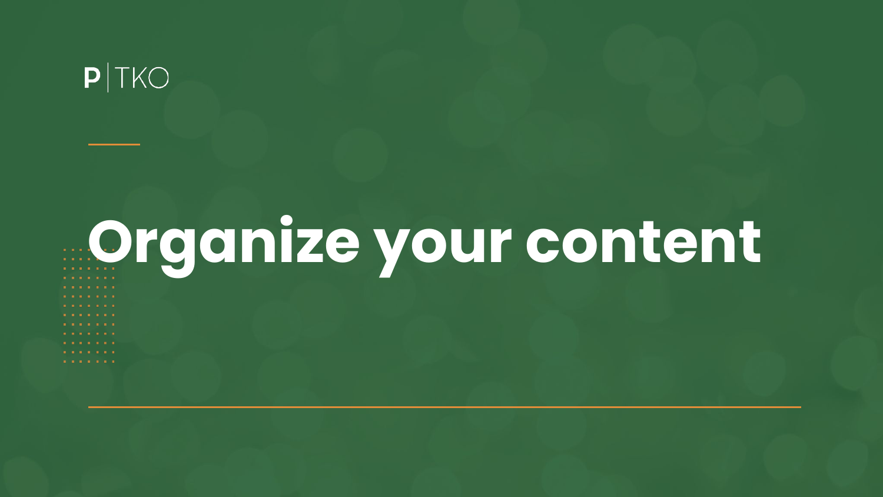P | TKO

# Organize your content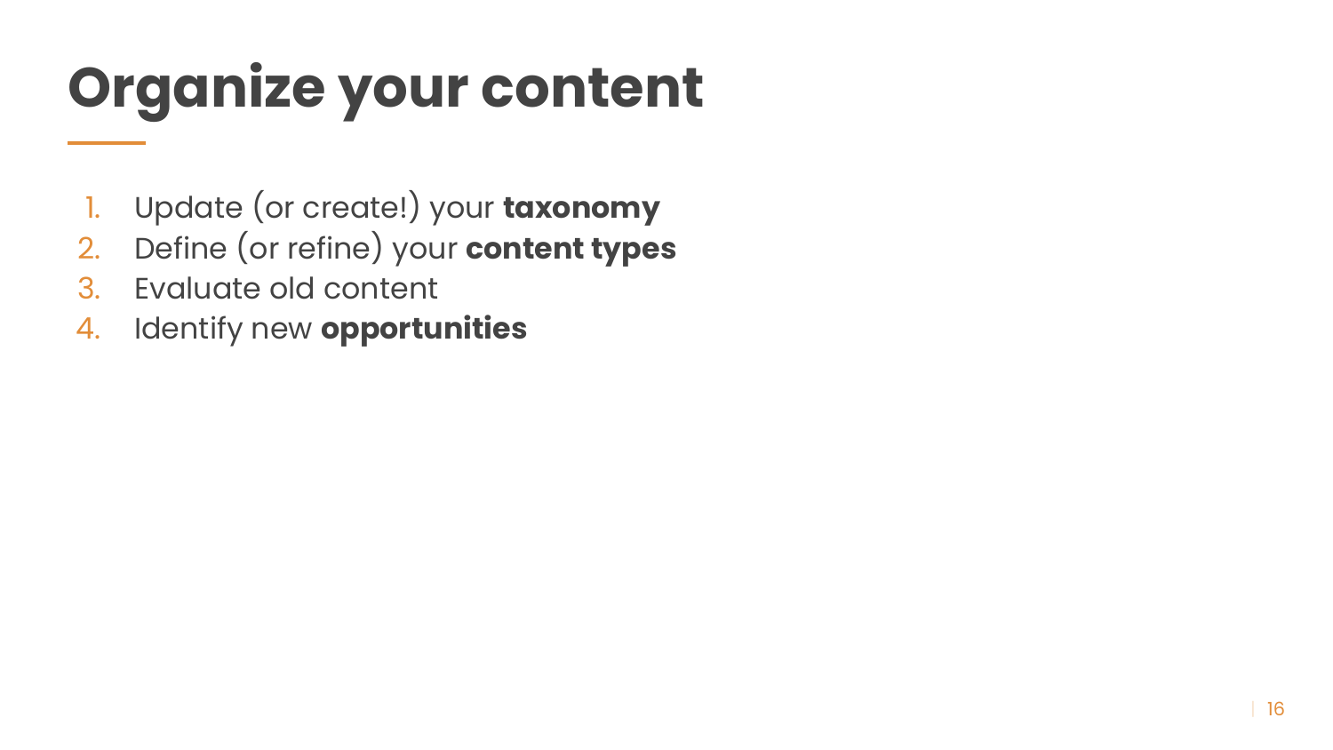# Organize your content

1. Update (or create!) your **taxonomy**
2. Define (or refine) your **content types**
3. Evaluate old content
4. Identify new **opportunities**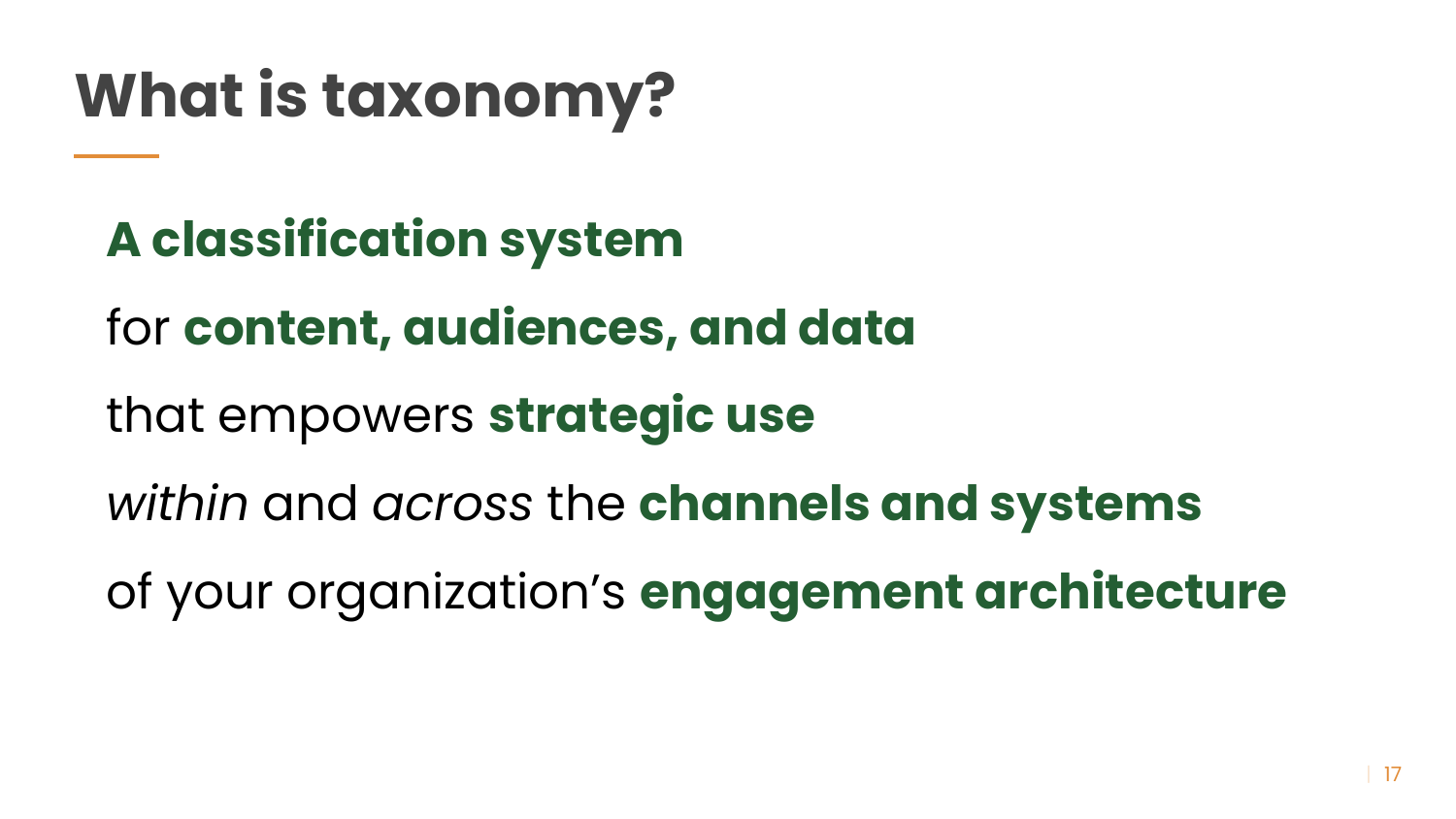# What is taxonomy?

**A classification system**

for **content, audiences, and data**

that empowers **strategic use**

*within* and *across* the **channels and systems**

of your organization's **engagement architecture**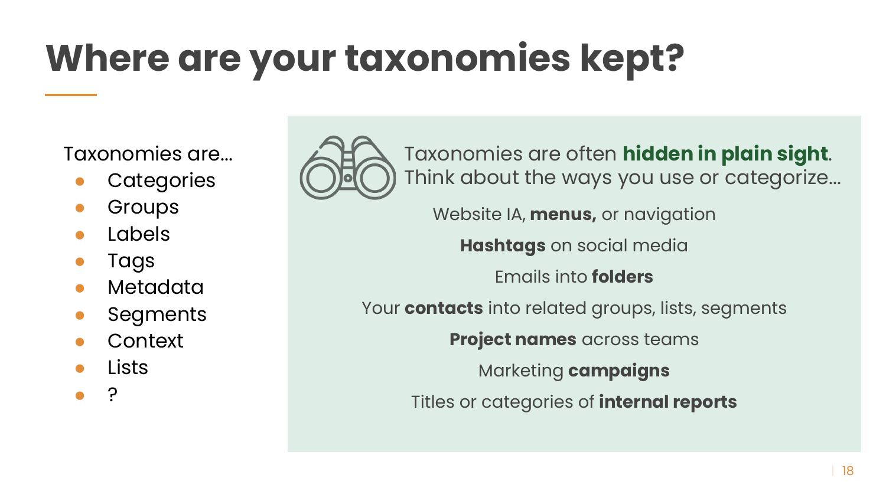# Where are your taxonomies kept?

Taxonomies are…

- Categories
- Groups
- Labels
- Tags
- Metadata
- Segments
- Context
- Lists
- ?

Taxonomies are often **hidden in plain sight**. Think about the ways you use or categorize…

Website IA, **menus,** or navigation

**Hashtags** on social media

Emails into **folders**

Your **contacts** into related groups, lists, segments

**Project names** across teams

Marketing **campaigns**

Titles or categories of **internal reports**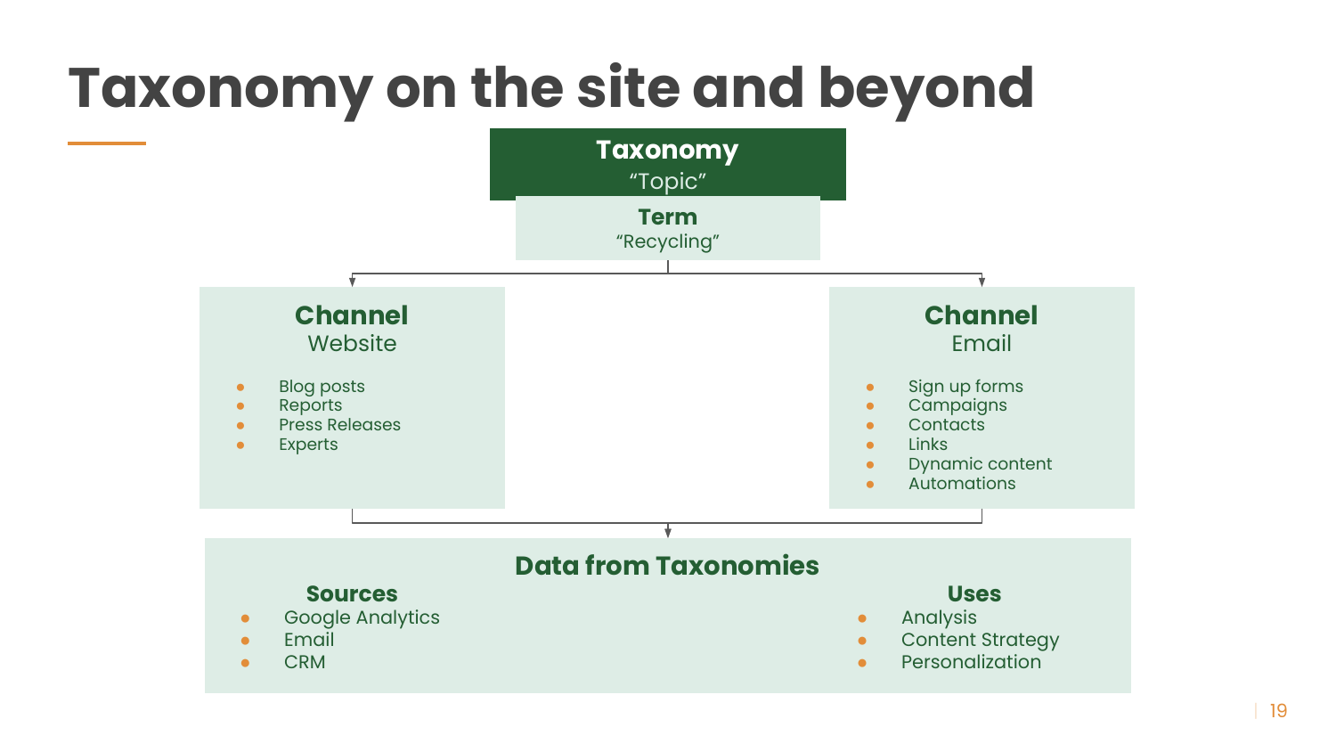# Taxonomy on the site and beyond

**Taxonomy**
"Topic"

**Term**
"Recycling"

**Channel**
Website

- Blog posts
- Reports
- Press Releases
- Experts

**Channel**
Email

- Sign up forms
- Campaigns
- Contacts
- Links
- Dynamic content
- Automations

**Data from Taxonomies**

**Sources**

- Google Analytics
- Email
- CRM

**Uses**

- Analysis
- Content Strategy
- Personalization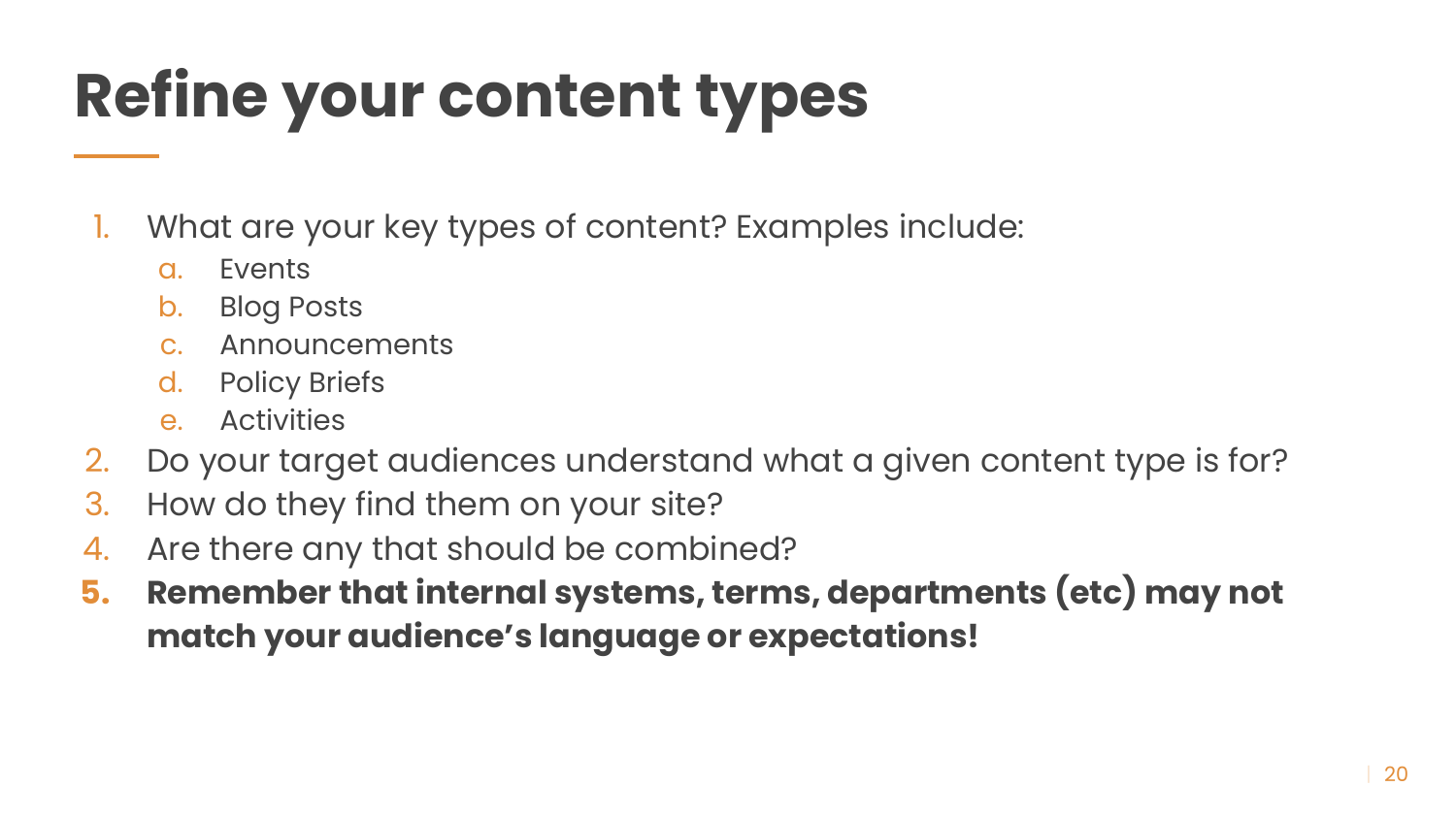# Refine your content types

1. What are your key types of content? Examples include:
    a. Events
    b. Blog Posts
    c. Announcements
    d. Policy Briefs
    e. Activities
2. Do your target audiences understand what a given content type is for?
3. How do they find them on your site?
4. Are there any that should be combined?
5. **Remember that internal systems, terms, departments (etc) may not match your audience's language or expectations!**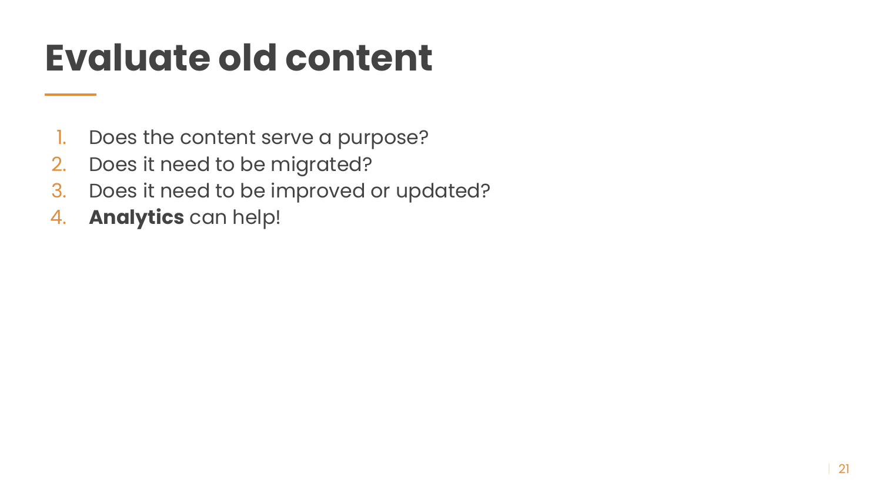# Evaluate old content

1. Does the content serve a purpose?
2. Does it need to be migrated?
3. Does it need to be improved or updated?
4. **Analytics** can help!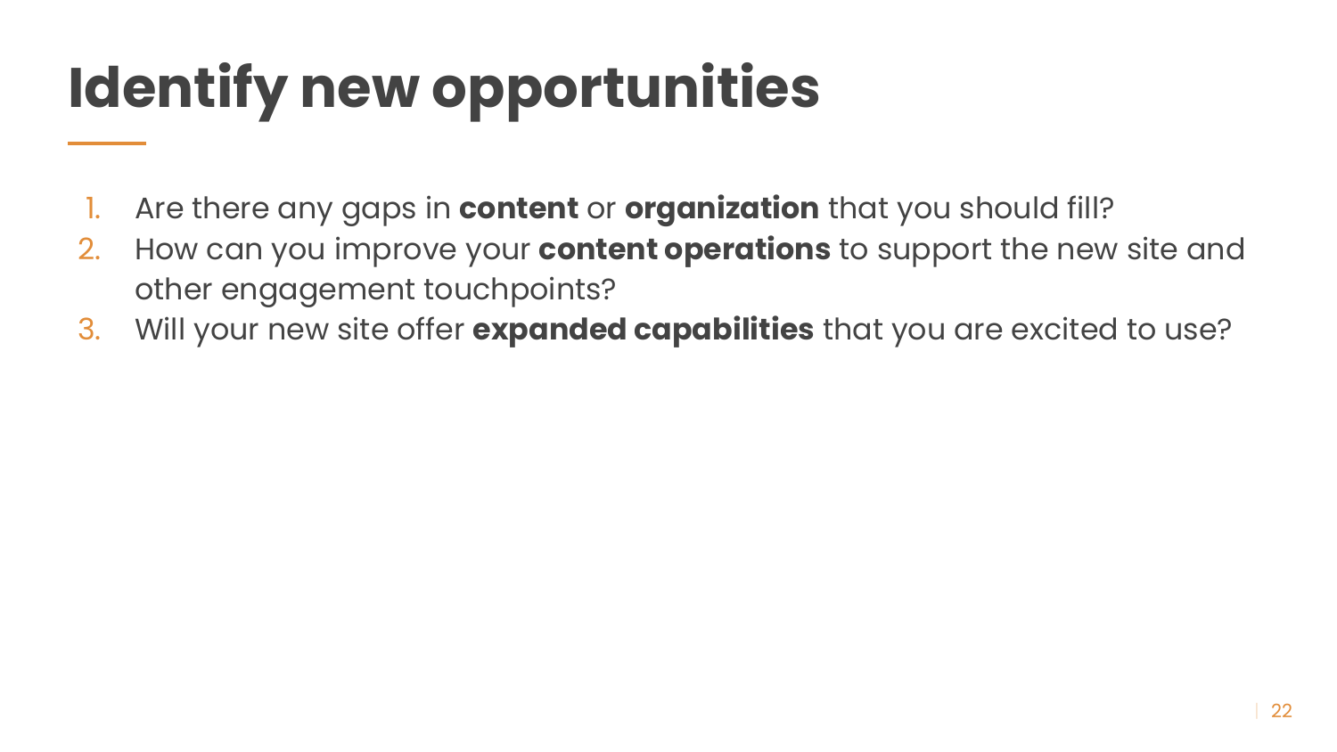# Identify new opportunities

1. Are there any gaps in **content** or **organization** that you should fill?
2. How can you improve your **content operations** to support the new site and other engagement touchpoints?
3. Will your new site offer **expanded capabilities** that you are excited to use?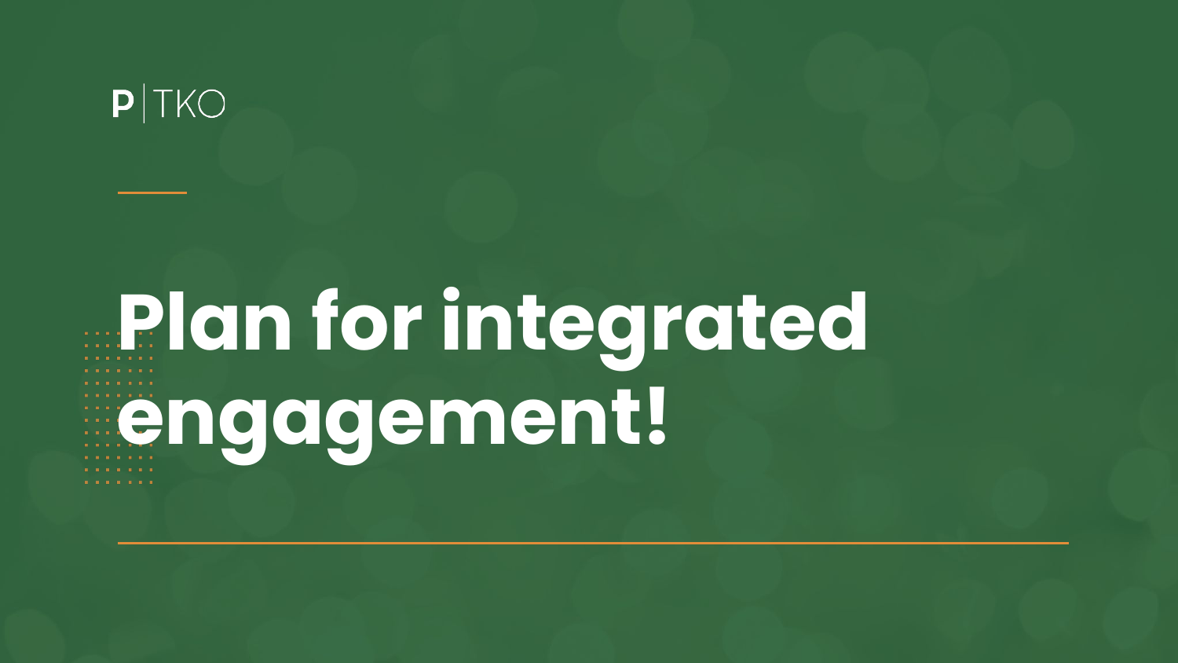P | TKO

# Plan for integrated engagement!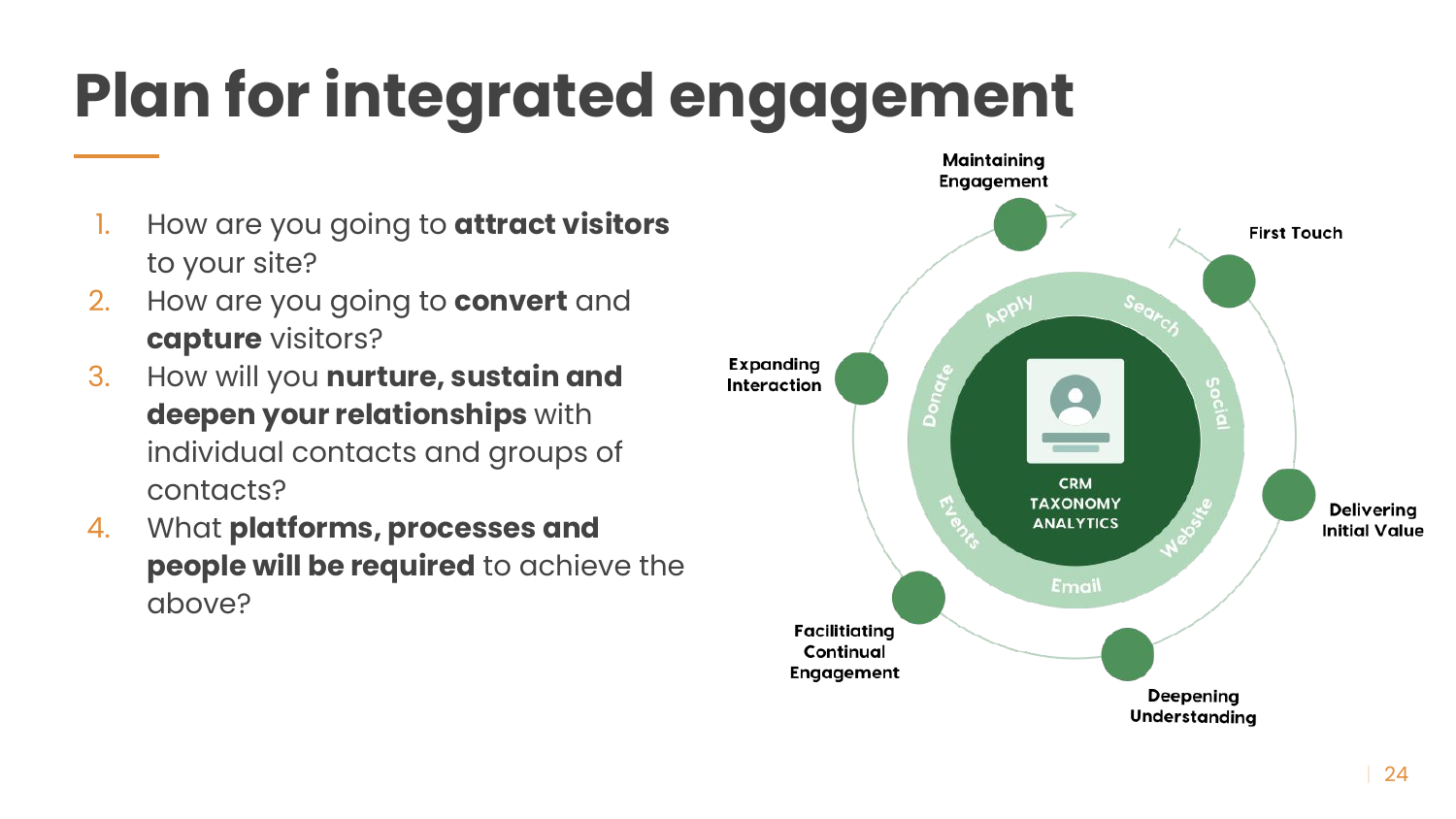# Plan for integrated engagement

1. How are you going to **attract visitors** to your site?
2. How are you going to **convert** and **capture** visitors?
3. How will you **nurture, sustain and deepen your relationships** with individual contacts and groups of contacts?
4. What **platforms, processes and people will be required** to achieve the above?

First Touch

Delivering Initial Value

Deepening Understanding

Facilitiating Continual Engagement

Expanding Interaction

Maintaining Engagement

Apply, Search, Social, Website, Email, Events, Donate

CRM TAXONOMY ANALYTICS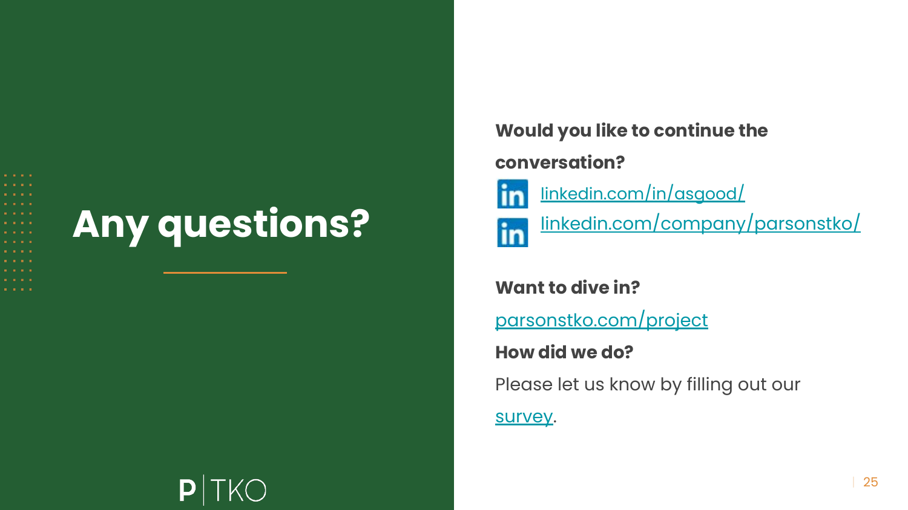# Any questions?

**Would you like to continue the conversation?**

linkedin.com/in/asgood/

linkedin.com/company/parsonstko/

**Want to dive in?**

parsonstko.com/project

**How did we do?**

Please let us know by filling out our survey.

P|TKO